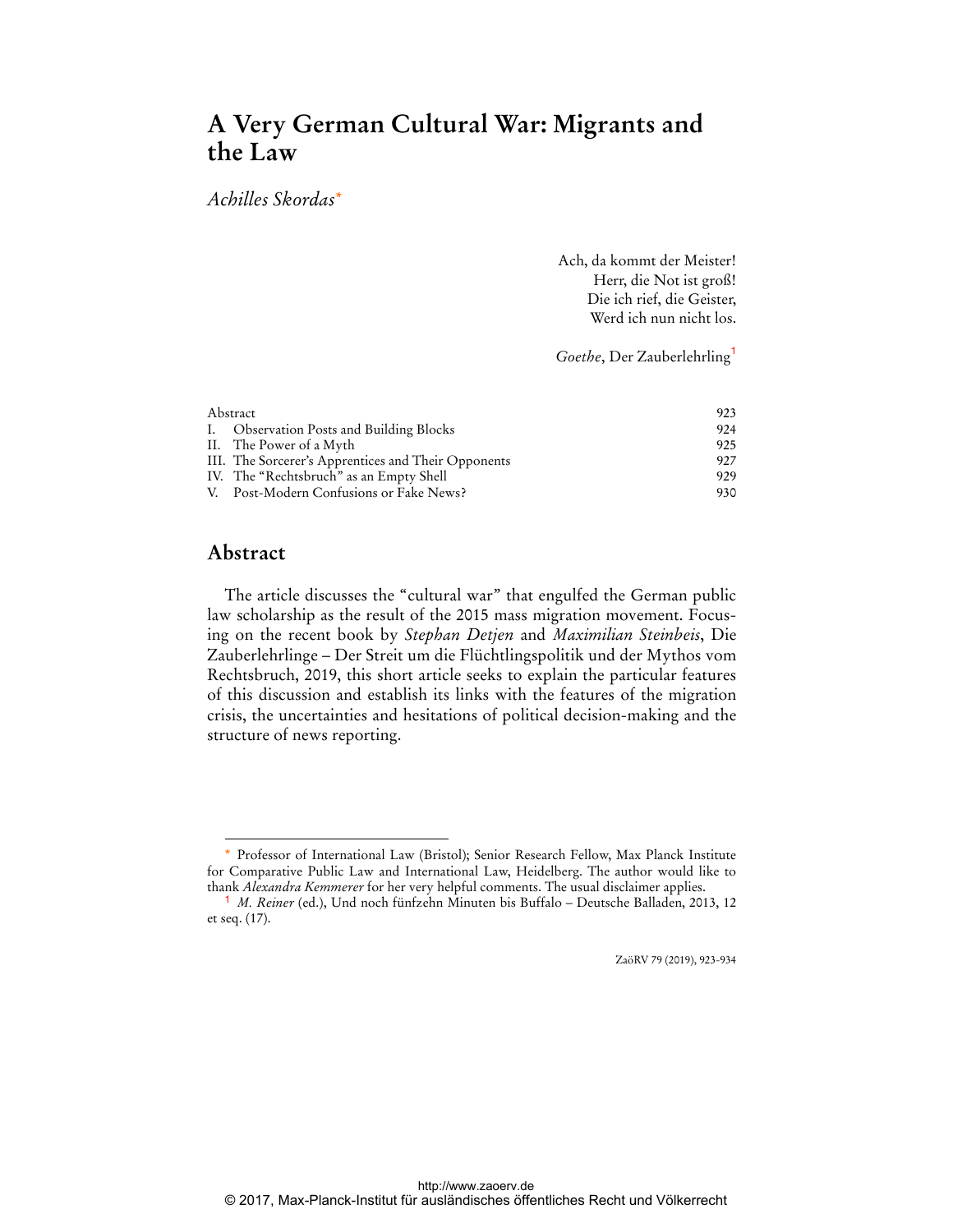# A Very German Cultural War: Migrants and the Law

*Achilles Skordas*[*]

> Ach, da kommt der Meister!
> Herr, die Not ist groß!
> Die ich rief, die Geister,
> Werd ich nun nicht los.
>
> *Goethe*, Der Zauberlehrling[1]

| | |
|---|---|
| Abstract | 923 |
| I. Observation Posts and Building Blocks | 924 |
| II. The Power of a Myth | 925 |
| III. The Sorcerer's Apprentices and Their Opponents | 927 |
| IV. The "Rechtsbruch" as an Empty Shell | 929 |
| V. Post-Modern Confusions or Fake News? | 930 |

## Abstract

The article discusses the "cultural war" that engulfed the German public law scholarship as the result of the 2015 mass migration movement. Focusing on the recent book by *Stephan Detjen* and *Maximilian Steinbeis*, Die Zauberlehrlinge – Der Streit um die Flüchtlingspolitik und der Mythos vom Rechtsbruch, 2019, this short article seeks to explain the particular features of this discussion and establish its links with the features of the migration crisis, the uncertainties and hesitations of political decision-making and the structure of news reporting.

---

[*] Professor of International Law (Bristol); Senior Research Fellow, Max Planck Institute for Comparative Public Law and International Law, Heidelberg. The author would like to thank *Alexandra Kemmerer* for her very helpful comments. The usual disclaimer applies.

[1] *M. Reiner* (ed.), Und noch fünfzehn Minuten bis Buffalo – Deutsche Balladen, 2013, 12 et seq. (17).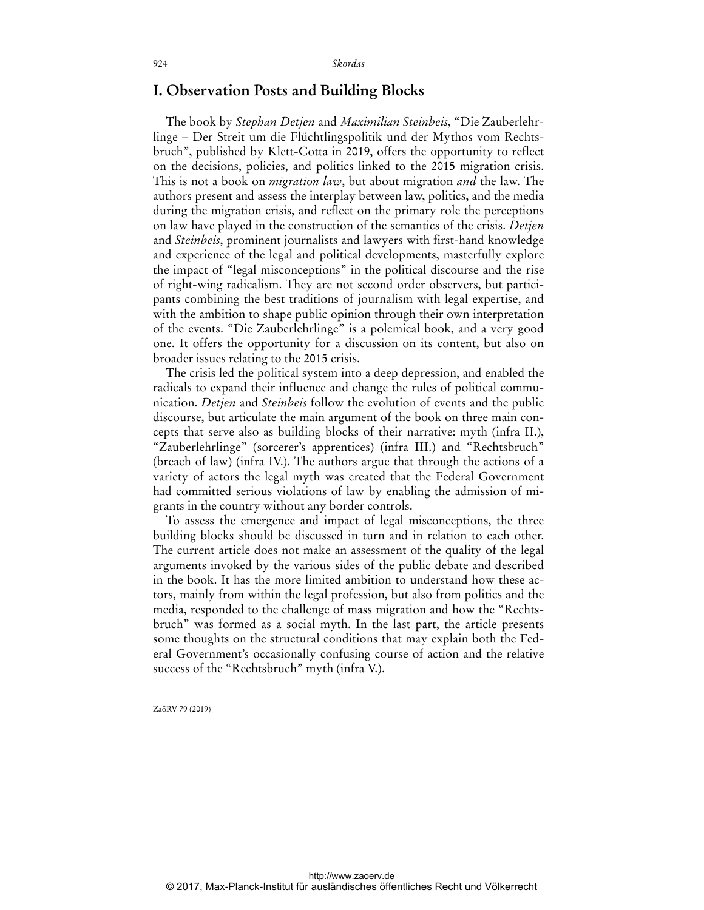## I. Observation Posts and Building Blocks

The book by *Stephan Detjen* and *Maximilian Steinbeis*, "Die Zauberlehrlinge – Der Streit um die Flüchtlingspolitik und der Mythos vom Rechtsbruch", published by Klett-Cotta in 2019, offers the opportunity to reflect on the decisions, policies, and politics linked to the 2015 migration crisis. This is not a book on *migration law*, but about migration *and* the law. The authors present and assess the interplay between law, politics, and the media during the migration crisis, and reflect on the primary role the perceptions on law have played in the construction of the semantics of the crisis. *Detjen* and *Steinbeis*, prominent journalists and lawyers with first-hand knowledge and experience of the legal and political developments, masterfully explore the impact of "legal misconceptions" in the political discourse and the rise of right-wing radicalism. They are not second order observers, but participants combining the best traditions of journalism with legal expertise, and with the ambition to shape public opinion through their own interpretation of the events. "Die Zauberlehrlinge" is a polemical book, and a very good one. It offers the opportunity for a discussion on its content, but also on broader issues relating to the 2015 crisis.

The crisis led the political system into a deep depression, and enabled the radicals to expand their influence and change the rules of political communication. *Detjen* and *Steinbeis* follow the evolution of events and the public discourse, but articulate the main argument of the book on three main concepts that serve also as building blocks of their narrative: myth (infra II.), "Zauberlehrlinge" (sorcerer's apprentices) (infra III.) and "Rechtsbruch" (breach of law) (infra IV.). The authors argue that through the actions of a variety of actors the legal myth was created that the Federal Government had committed serious violations of law by enabling the admission of migrants in the country without any border controls.

To assess the emergence and impact of legal misconceptions, the three building blocks should be discussed in turn and in relation to each other. The current article does not make an assessment of the quality of the legal arguments invoked by the various sides of the public debate and described in the book. It has the more limited ambition to understand how these actors, mainly from within the legal profession, but also from politics and the media, responded to the challenge of mass migration and how the "Rechtsbruch" was formed as a social myth. In the last part, the article presents some thoughts on the structural conditions that may explain both the Federal Government's occasionally confusing course of action and the relative success of the "Rechtsbruch" myth (infra V.).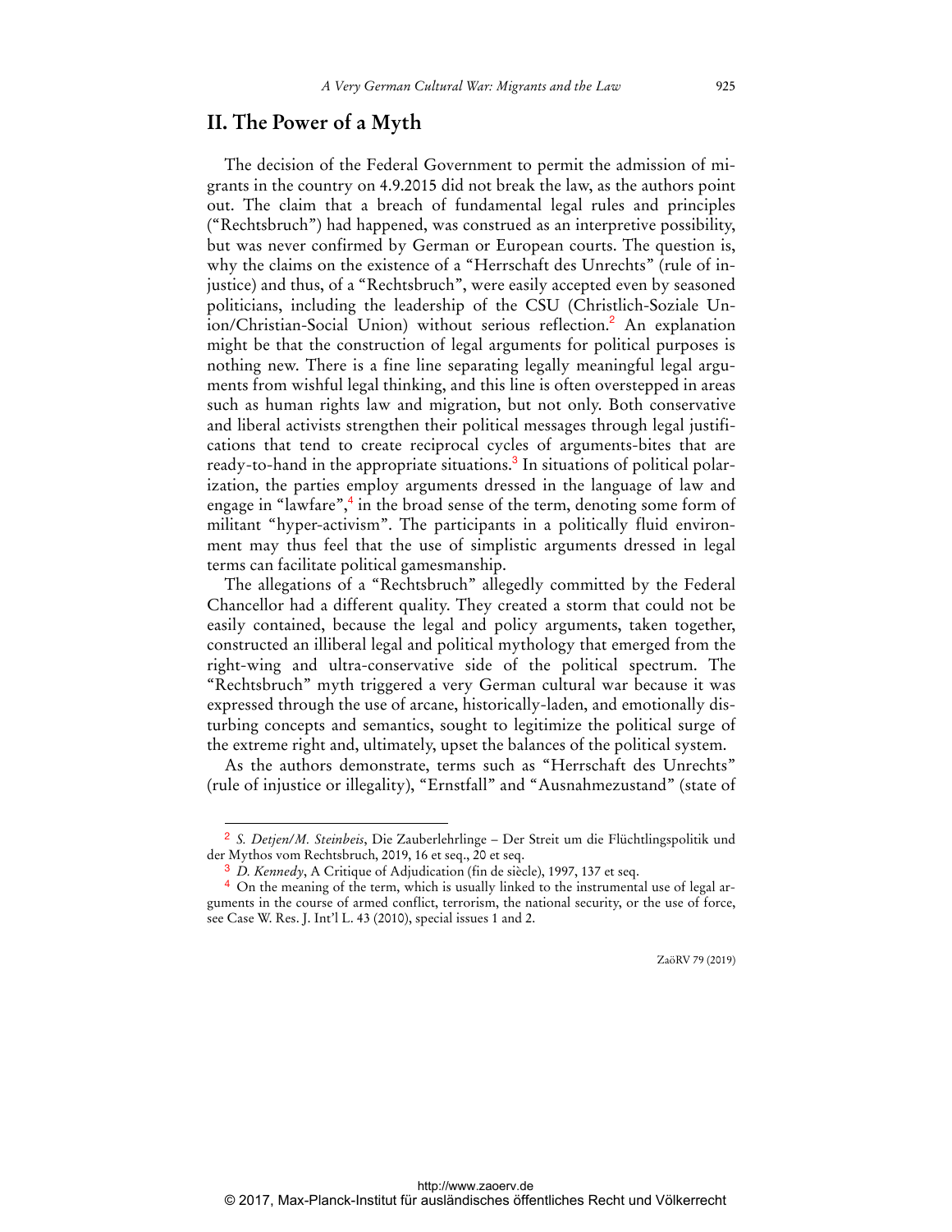## II. The Power of a Myth

The decision of the Federal Government to permit the admission of migrants in the country on 4.9.2015 did not break the law, as the authors point out. The claim that a breach of fundamental legal rules and principles ("Rechtsbruch") had happened, was construed as an interpretive possibility, but was never confirmed by German or European courts. The question is, why the claims on the existence of a "Herrschaft des Unrechts" (rule of injustice) and thus, of a "Rechtsbruch", were easily accepted even by seasoned politicians, including the leadership of the CSU (Christlich-Soziale Union/Christian-Social Union) without serious reflection.[2] An explanation might be that the construction of legal arguments for political purposes is nothing new. There is a fine line separating legally meaningful legal arguments from wishful legal thinking, and this line is often overstepped in areas such as human rights law and migration, but not only. Both conservative and liberal activists strengthen their political messages through legal justifications that tend to create reciprocal cycles of arguments-bites that are ready-to-hand in the appropriate situations.[3] In situations of political polarization, the parties employ arguments dressed in the language of law and engage in "lawfare",[4] in the broad sense of the term, denoting some form of militant "hyper-activism". The participants in a politically fluid environment may thus feel that the use of simplistic arguments dressed in legal terms can facilitate political gamesmanship.

The allegations of a "Rechtsbruch" allegedly committed by the Federal Chancellor had a different quality. They created a storm that could not be easily contained, because the legal and policy arguments, taken together, constructed an illiberal legal and political mythology that emerged from the right-wing and ultra-conservative side of the political spectrum. The "Rechtsbruch" myth triggered a very German cultural war because it was expressed through the use of arcane, historically-laden, and emotionally disturbing concepts and semantics, sought to legitimize the political surge of the extreme right and, ultimately, upset the balances of the political system.

As the authors demonstrate, terms such as "Herrschaft des Unrechts" (rule of injustice or illegality), "Ernstfall" and "Ausnahmezustand" (state of

---

[2] *S. Detjen/M. Steinbeis*, Die Zauberlehrlinge – Der Streit um die Flüchtlingspolitik und der Mythos vom Rechtsbruch, 2019, 16 et seq., 20 et seq.

[3] *D. Kennedy*, A Critique of Adjudication (fin de siècle), 1997, 137 et seq.

[4] On the meaning of the term, which is usually linked to the instrumental use of legal arguments in the course of armed conflict, terrorism, the national security, or the use of force, see Case W. Res. J. Int'l L. 43 (2010), special issues 1 and 2.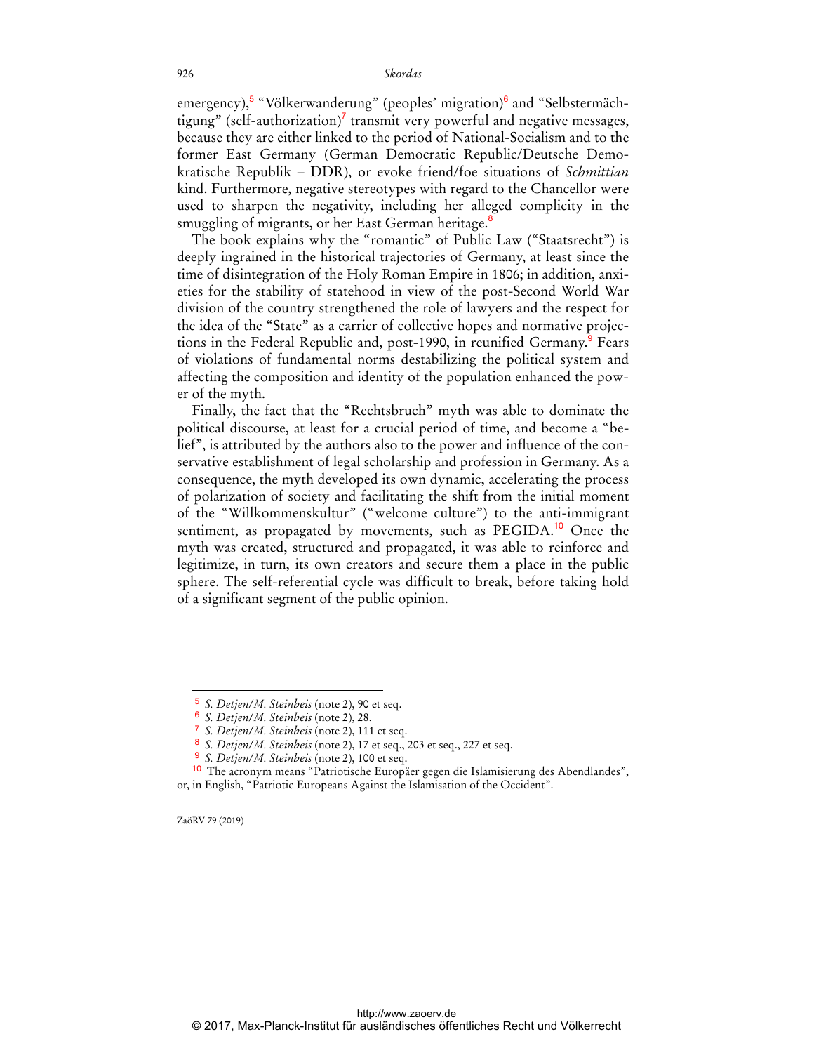emergency),[5] "Völkerwanderung" (peoples' migration)[6] and "Selbstermächtigung" (self-authorization)[7] transmit very powerful and negative messages, because they are either linked to the period of National-Socialism and to the former East Germany (German Democratic Republic/Deutsche Demokratische Republik – DDR), or evoke friend/foe situations of *Schmittian* kind. Furthermore, negative stereotypes with regard to the Chancellor were used to sharpen the negativity, including her alleged complicity in the smuggling of migrants, or her East German heritage.[8]

The book explains why the "romantic" of Public Law ("Staatsrecht") is deeply ingrained in the historical trajectories of Germany, at least since the time of disintegration of the Holy Roman Empire in 1806; in addition, anxieties for the stability of statehood in view of the post-Second World War division of the country strengthened the role of lawyers and the respect for the idea of the "State" as a carrier of collective hopes and normative projections in the Federal Republic and, post-1990, in reunified Germany.[9] Fears of violations of fundamental norms destabilizing the political system and affecting the composition and identity of the population enhanced the power of the myth.

Finally, the fact that the "Rechtsbruch" myth was able to dominate the political discourse, at least for a crucial period of time, and become a "belief", is attributed by the authors also to the power and influence of the conservative establishment of legal scholarship and profession in Germany. As a consequence, the myth developed its own dynamic, accelerating the process of polarization of society and facilitating the shift from the initial moment of the "Willkommenskultur" ("welcome culture") to the anti-immigrant sentiment, as propagated by movements, such as PEGIDA.[10] Once the myth was created, structured and propagated, it was able to reinforce and legitimize, in turn, its own creators and secure them a place in the public sphere. The self-referential cycle was difficult to break, before taking hold of a significant segment of the public opinion.

---

[5] *S. Detjen/M. Steinbeis* (note 2), 90 et seq.

[6] *S. Detjen/M. Steinbeis* (note 2), 28.

[7] *S. Detjen/M. Steinbeis* (note 2), 111 et seq.

[8] *S. Detjen/M. Steinbeis* (note 2), 17 et seq., 203 et seq., 227 et seq.

[9] *S. Detjen/M. Steinbeis* (note 2), 100 et seq.

[10] The acronym means "Patriotische Europäer gegen die Islamisierung des Abendlandes", or, in English, "Patriotic Europeans Against the Islamisation of the Occident".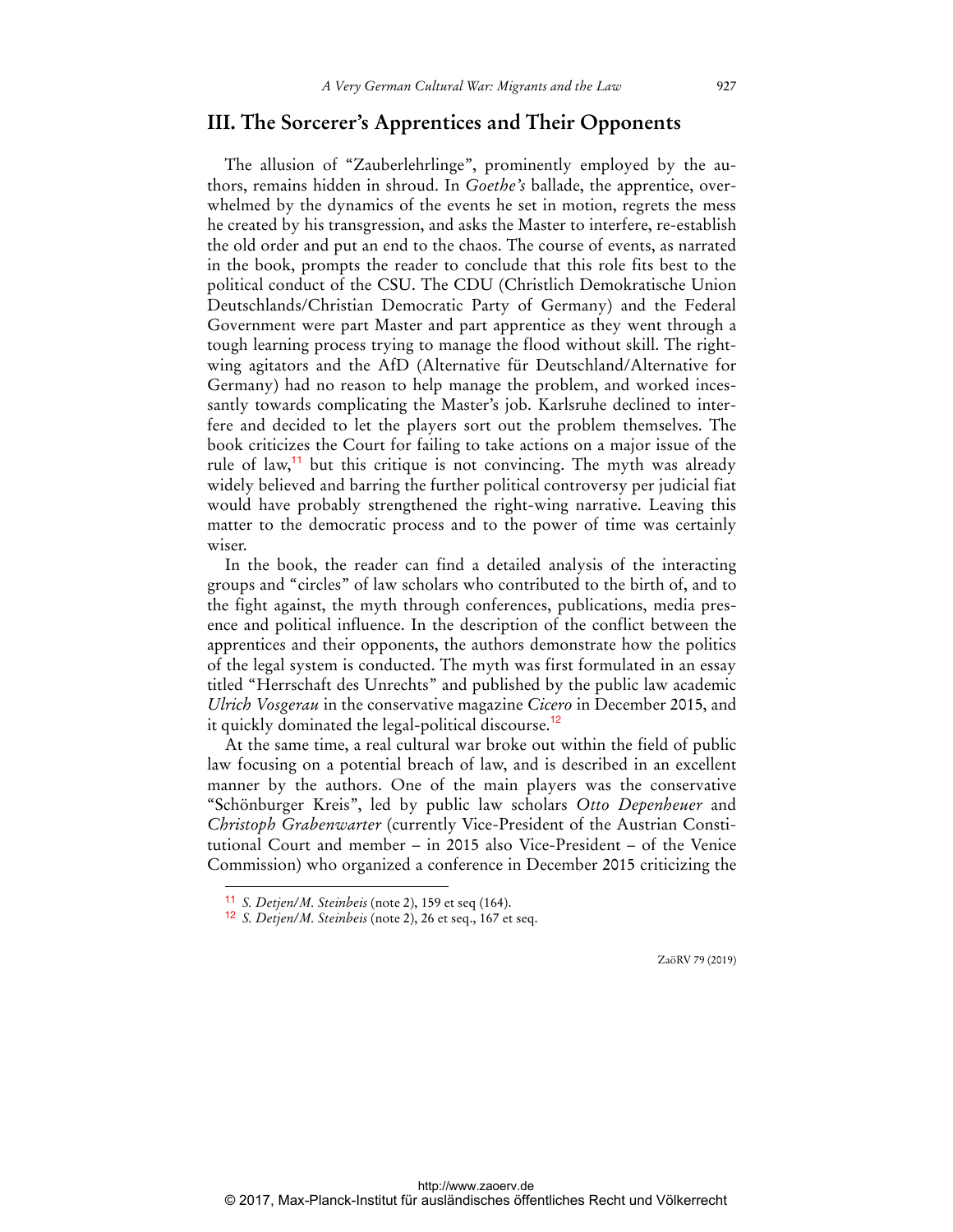## III. The Sorcerer's Apprentices and Their Opponents

The allusion of "Zauberlehrlinge", prominently employed by the authors, remains hidden in shroud. In *Goethe's* ballade, the apprentice, overwhelmed by the dynamics of the events he set in motion, regrets the mess he created by his transgression, and asks the Master to interfere, re-establish the old order and put an end to the chaos. The course of events, as narrated in the book, prompts the reader to conclude that this role fits best to the political conduct of the CSU. The CDU (Christlich Demokratische Union Deutschlands/Christian Democratic Party of Germany) and the Federal Government were part Master and part apprentice as they went through a tough learning process trying to manage the flood without skill. The right-wing agitators and the AfD (Alternative für Deutschland/Alternative for Germany) had no reason to help manage the problem, and worked incessantly towards complicating the Master's job. Karlsruhe declined to interfere and decided to let the players sort out the problem themselves. The book criticizes the Court for failing to take actions on a major issue of the rule of law,[11] but this critique is not convincing. The myth was already widely believed and barring the further political controversy per judicial fiat would have probably strengthened the right-wing narrative. Leaving this matter to the democratic process and to the power of time was certainly wiser.

In the book, the reader can find a detailed analysis of the interacting groups and "circles" of law scholars who contributed to the birth of, and to the fight against, the myth through conferences, publications, media presence and political influence. In the description of the conflict between the apprentices and their opponents, the authors demonstrate how the politics of the legal system is conducted. The myth was first formulated in an essay titled "Herrschaft des Unrechts" and published by the public law academic *Ulrich Vosgerau* in the conservative magazine *Cicero* in December 2015, and it quickly dominated the legal-political discourse.[12]

At the same time, a real cultural war broke out within the field of public law focusing on a potential breach of law, and is described in an excellent manner by the authors. One of the main players was the conservative "Schönburger Kreis", led by public law scholars *Otto Depenheuer* and *Christoph Grabenwarter* (currently Vice-President of the Austrian Constitutional Court and member – in 2015 also Vice-President – of the Venice Commission) who organized a conference in December 2015 criticizing the

---

[11] *S. Detjen/M. Steinbeis* (note 2), 159 et seq (164).

[12] *S. Detjen/M. Steinbeis* (note 2), 26 et seq., 167 et seq.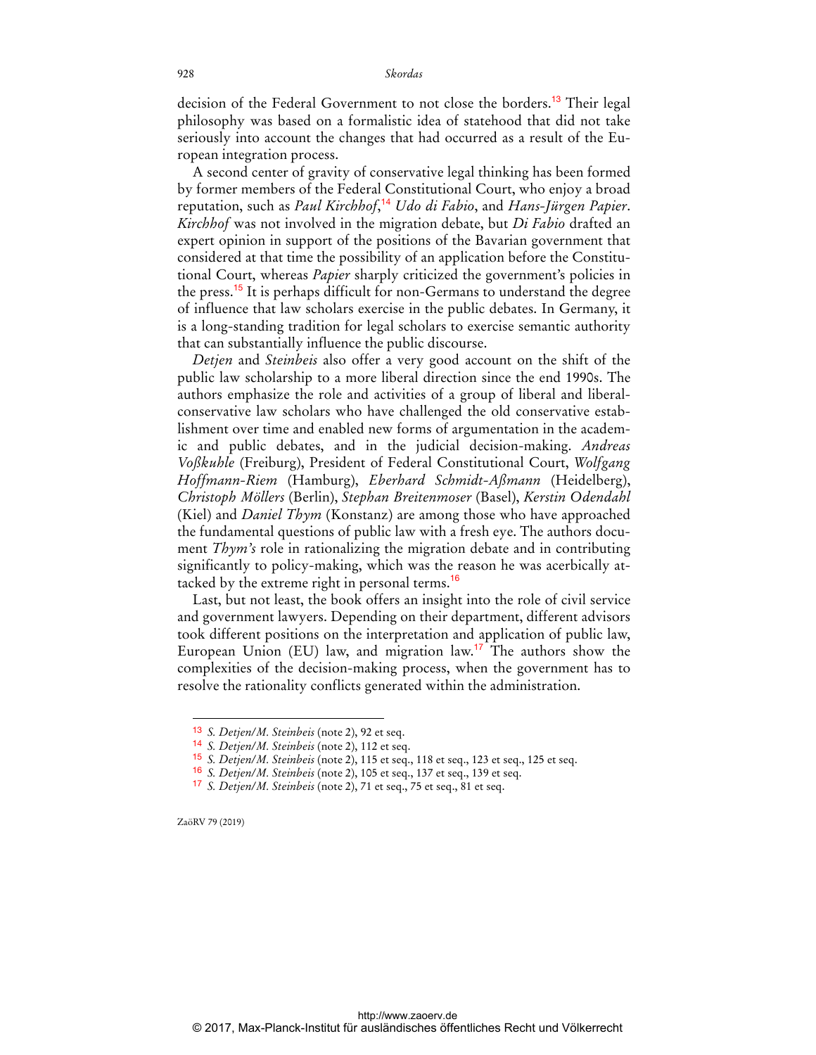decision of the Federal Government to not close the borders.[13] Their legal philosophy was based on a formalistic idea of statehood that did not take seriously into account the changes that had occurred as a result of the European integration process.

A second center of gravity of conservative legal thinking has been formed by former members of the Federal Constitutional Court, who enjoy a broad reputation, such as *Paul Kirchhof*,[14] *Udo di Fabio*, and *Hans-Jürgen Papier*. *Kirchhof* was not involved in the migration debate, but *Di Fabio* drafted an expert opinion in support of the positions of the Bavarian government that considered at that time the possibility of an application before the Constitutional Court, whereas *Papier* sharply criticized the government's policies in the press.[15] It is perhaps difficult for non-Germans to understand the degree of influence that law scholars exercise in the public debates. In Germany, it is a long-standing tradition for legal scholars to exercise semantic authority that can substantially influence the public discourse.

*Detjen* and *Steinbeis* also offer a very good account on the shift of the public law scholarship to a more liberal direction since the end 1990s. The authors emphasize the role and activities of a group of liberal and liberal-conservative law scholars who have challenged the old conservative establishment over time and enabled new forms of argumentation in the academic and public debates, and in the judicial decision-making. *Andreas Voßkuhle* (Freiburg), President of Federal Constitutional Court, *Wolfgang Hoffmann-Riem* (Hamburg), *Eberhard Schmidt-Aßmann* (Heidelberg), *Christoph Möllers* (Berlin), *Stephan Breitenmoser* (Basel), *Kerstin Odendahl* (Kiel) and *Daniel Thym* (Konstanz) are among those who have approached the fundamental questions of public law with a fresh eye. The authors document *Thym's* role in rationalizing the migration debate and in contributing significantly to policy-making, which was the reason he was acerbically attacked by the extreme right in personal terms.[16]

Last, but not least, the book offers an insight into the role of civil service and government lawyers. Depending on their department, different advisors took different positions on the interpretation and application of public law, European Union (EU) law, and migration law.[17] The authors show the complexities of the decision-making process, when the government has to resolve the rationality conflicts generated within the administration.

---

[13] *S. Detjen/M. Steinbeis* (note 2), 92 et seq.

[14] *S. Detjen/M. Steinbeis* (note 2), 112 et seq.

[15] *S. Detjen/M. Steinbeis* (note 2), 115 et seq., 118 et seq., 123 et seq., 125 et seq.

[16] *S. Detjen/M. Steinbeis* (note 2), 105 et seq., 137 et seq., 139 et seq.

[17] *S. Detjen/M. Steinbeis* (note 2), 71 et seq., 75 et seq., 81 et seq.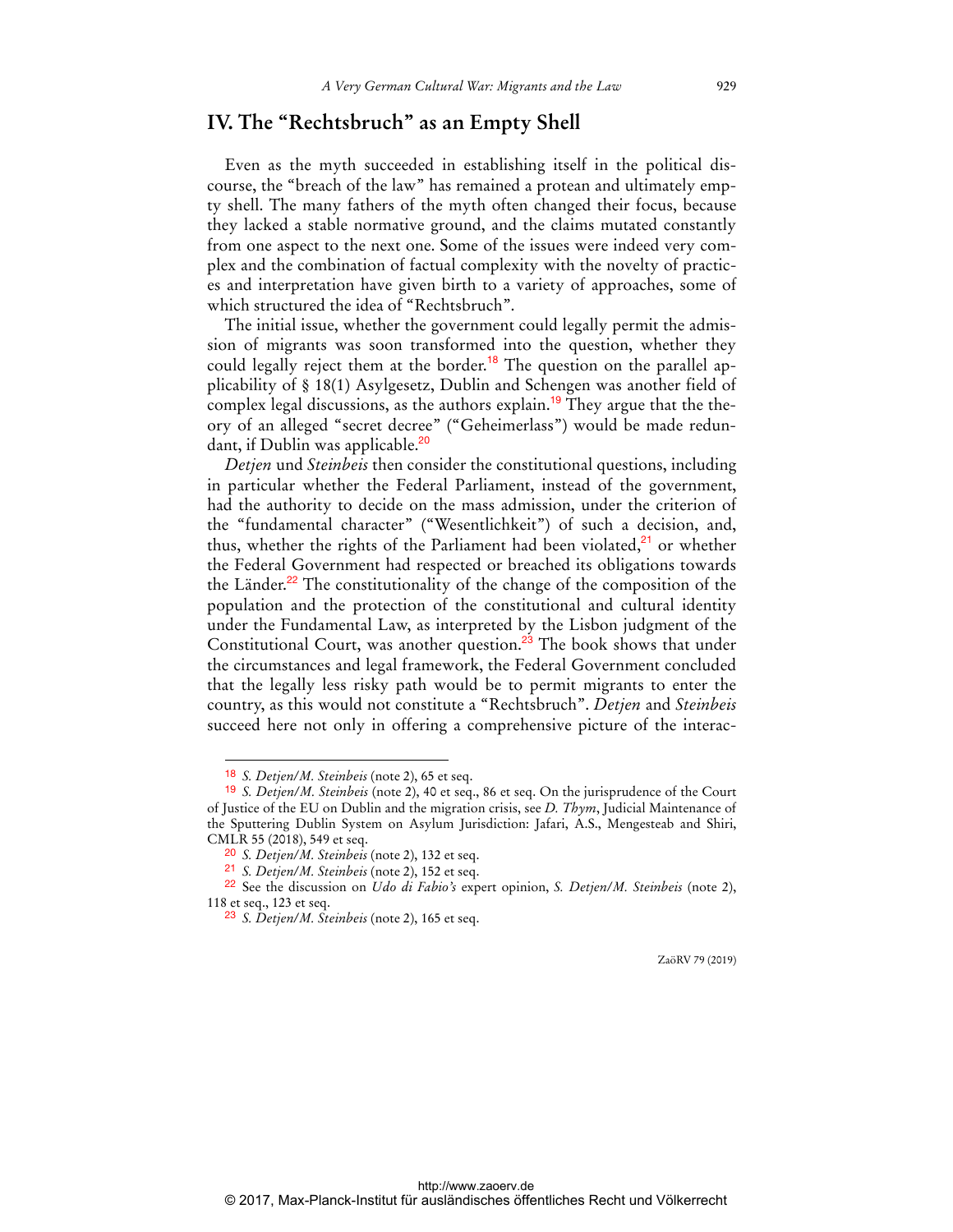## IV. The "Rechtsbruch" as an Empty Shell

Even as the myth succeeded in establishing itself in the political discourse, the "breach of the law" has remained a protean and ultimately empty shell. The many fathers of the myth often changed their focus, because they lacked a stable normative ground, and the claims mutated constantly from one aspect to the next one. Some of the issues were indeed very complex and the combination of factual complexity with the novelty of practices and interpretation have given birth to a variety of approaches, some of which structured the idea of "Rechtsbruch".

The initial issue, whether the government could legally permit the admission of migrants was soon transformed into the question, whether they could legally reject them at the border.[18] The question on the parallel applicability of § 18(1) Asylgesetz, Dublin and Schengen was another field of complex legal discussions, as the authors explain.[19] They argue that the theory of an alleged "secret decree" ("Geheimerlass") would be made redundant, if Dublin was applicable.[20]

*Detjen* und *Steinbeis* then consider the constitutional questions, including in particular whether the Federal Parliament, instead of the government, had the authority to decide on the mass admission, under the criterion of the "fundamental character" ("Wesentlichkeit") of such a decision, and, thus, whether the rights of the Parliament had been violated,[21] or whether the Federal Government had respected or breached its obligations towards the Länder.[22] The constitutionality of the change of the composition of the population and the protection of the constitutional and cultural identity under the Fundamental Law, as interpreted by the Lisbon judgment of the Constitutional Court, was another question.[23] The book shows that under the circumstances and legal framework, the Federal Government concluded that the legally less risky path would be to permit migrants to enter the country, as this would not constitute a "Rechtsbruch". *Detjen* and *Steinbeis* succeed here not only in offering a comprehensive picture of the interac-

---

18 *S. Detjen/M. Steinbeis* (note 2), 65 et seq.

19 *S. Detjen/M. Steinbeis* (note 2), 40 et seq., 86 et seq. On the jurisprudence of the Court of Justice of the EU on Dublin and the migration crisis, see *D. Thym*, Judicial Maintenance of the Sputtering Dublin System on Asylum Jurisdiction: Jafari, A.S., Mengesteab and Shiri, CMLR 55 (2018), 549 et seq.

20 *S. Detjen/M. Steinbeis* (note 2), 132 et seq.

21 *S. Detjen/M. Steinbeis* (note 2), 152 et seq.

22 See the discussion on *Udo di Fabio's* expert opinion, *S. Detjen/M. Steinbeis* (note 2), 118 et seq., 123 et seq.

23 *S. Detjen/M. Steinbeis* (note 2), 165 et seq.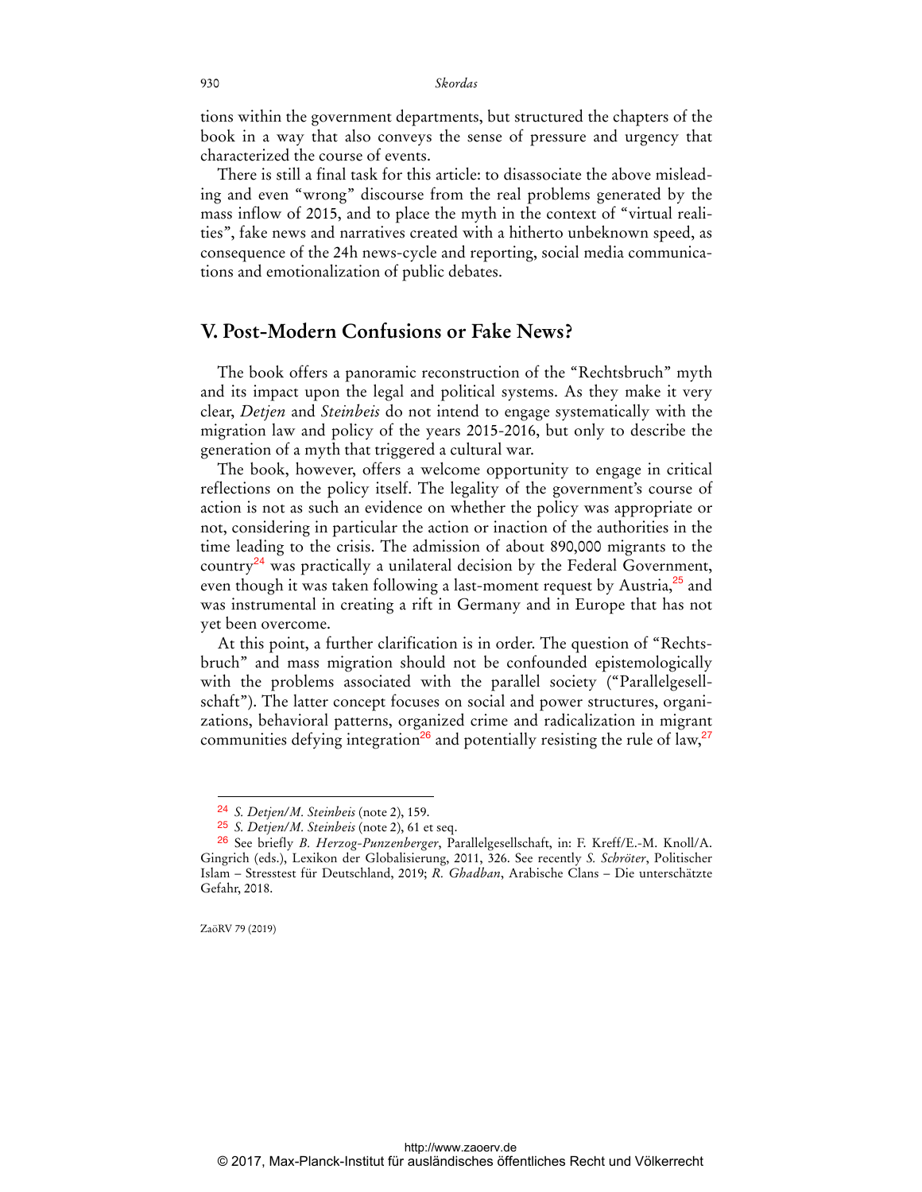tions within the government departments, but structured the chapters of the book in a way that also conveys the sense of pressure and urgency that characterized the course of events.

There is still a final task for this article: to disassociate the above misleading and even "wrong" discourse from the real problems generated by the mass inflow of 2015, and to place the myth in the context of "virtual realities", fake news and narratives created with a hitherto unbeknown speed, as consequence of the 24h news-cycle and reporting, social media communications and emotionalization of public debates.

## V. Post-Modern Confusions or Fake News?

The book offers a panoramic reconstruction of the "Rechtsbruch" myth and its impact upon the legal and political systems. As they make it very clear, *Detjen* and *Steinbeis* do not intend to engage systematically with the migration law and policy of the years 2015-2016, but only to describe the generation of a myth that triggered a cultural war.

The book, however, offers a welcome opportunity to engage in critical reflections on the policy itself. The legality of the government's course of action is not as such an evidence on whether the policy was appropriate or not, considering in particular the action or inaction of the authorities in the time leading to the crisis. The admission of about 890,000 migrants to the country[24] was practically a unilateral decision by the Federal Government, even though it was taken following a last-moment request by Austria,[25] and was instrumental in creating a rift in Germany and in Europe that has not yet been overcome.

At this point, a further clarification is in order. The question of "Rechtsbruch" and mass migration should not be confounded epistemologically with the problems associated with the parallel society ("Parallelgesellschaft"). The latter concept focuses on social and power structures, organizations, behavioral patterns, organized crime and radicalization in migrant communities defying integration[26] and potentially resisting the rule of law,[27]

---

[24] *S. Detjen/M. Steinbeis* (note 2), 159.

[25] *S. Detjen/M. Steinbeis* (note 2), 61 et seq.

[26] See briefly *B. Herzog-Punzenberger*, Parallelgesellschaft, in: F. Kreff/E.-M. Knoll/A. Gingrich (eds.), Lexikon der Globalisierung, 2011, 326. See recently *S. Schröter*, Politischer Islam – Stresstest für Deutschland, 2019; *R. Ghadban*, Arabische Clans – Die unterschätzte Gefahr, 2018.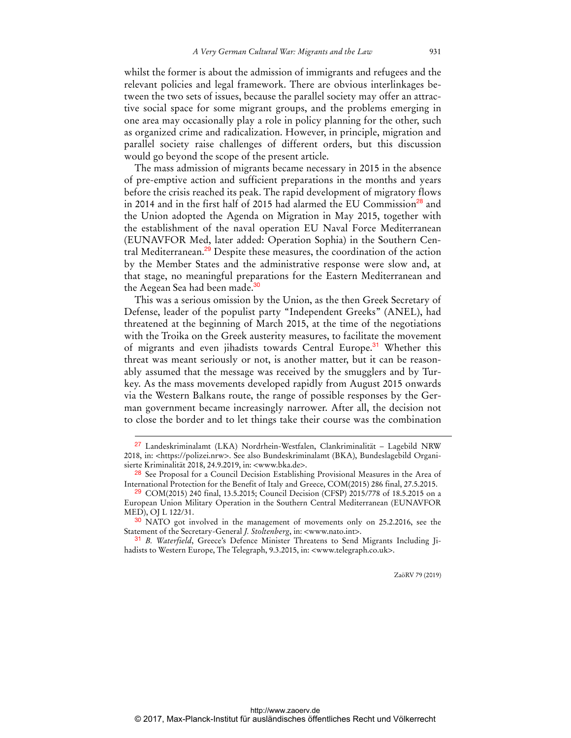whilst the former is about the admission of immigrants and refugees and the relevant policies and legal framework. There are obvious interlinkages between the two sets of issues, because the parallel society may offer an attractive social space for some migrant groups, and the problems emerging in one area may occasionally play a role in policy planning for the other, such as organized crime and radicalization. However, in principle, migration and parallel society raise challenges of different orders, but this discussion would go beyond the scope of the present article.

The mass admission of migrants became necessary in 2015 in the absence of pre-emptive action and sufficient preparations in the months and years before the crisis reached its peak. The rapid development of migratory flows in 2014 and in the first half of 2015 had alarmed the EU Commission[28] and the Union adopted the Agenda on Migration in May 2015, together with the establishment of the naval operation EU Naval Force Mediterranean (EUNAVFOR Med, later added: Operation Sophia) in the Southern Central Mediterranean.[29] Despite these measures, the coordination of the action by the Member States and the administrative response were slow and, at that stage, no meaningful preparations for the Eastern Mediterranean and the Aegean Sea had been made.[30]

This was a serious omission by the Union, as the then Greek Secretary of Defense, leader of the populist party "Independent Greeks" (ANEL), had threatened at the beginning of March 2015, at the time of the negotiations with the Troika on the Greek austerity measures, to facilitate the movement of migrants and even jihadists towards Central Europe.[31] Whether this threat was meant seriously or not, is another matter, but it can be reasonably assumed that the message was received by the smugglers and by Turkey. As the mass movements developed rapidly from August 2015 onwards via the Western Balkans route, the range of possible responses by the German government became increasingly narrower. After all, the decision not to close the border and to let things take their course was the combination

---

[27] Landeskriminalamt (LKA) Nordrhein-Westfalen, Clankriminalität – Lagebild NRW 2018, in: <https://polizei.nrw>. See also Bundeskriminalamt (BKA), Bundeslagebild Organisierte Kriminalität 2018, 24.9.2019, in: <www.bka.de>.

[28] See Proposal for a Council Decision Establishing Provisional Measures in the Area of International Protection for the Benefit of Italy and Greece, COM(2015) 286 final, 27.5.2015.

[29] COM(2015) 240 final, 13.5.2015; Council Decision (CFSP) 2015/778 of 18.5.2015 on a European Union Military Operation in the Southern Central Mediterranean (EUNAVFOR MED), OJ L 122/31.

[30] NATO got involved in the management of movements only on 25.2.2016, see the Statement of the Secretary-General *J. Stoltenberg*, in: <www.nato.int>.

[31] *B. Waterfield*, Greece's Defence Minister Threatens to Send Migrants Including Jihadists to Western Europe, The Telegraph, 9.3.2015, in: <www.telegraph.co.uk>.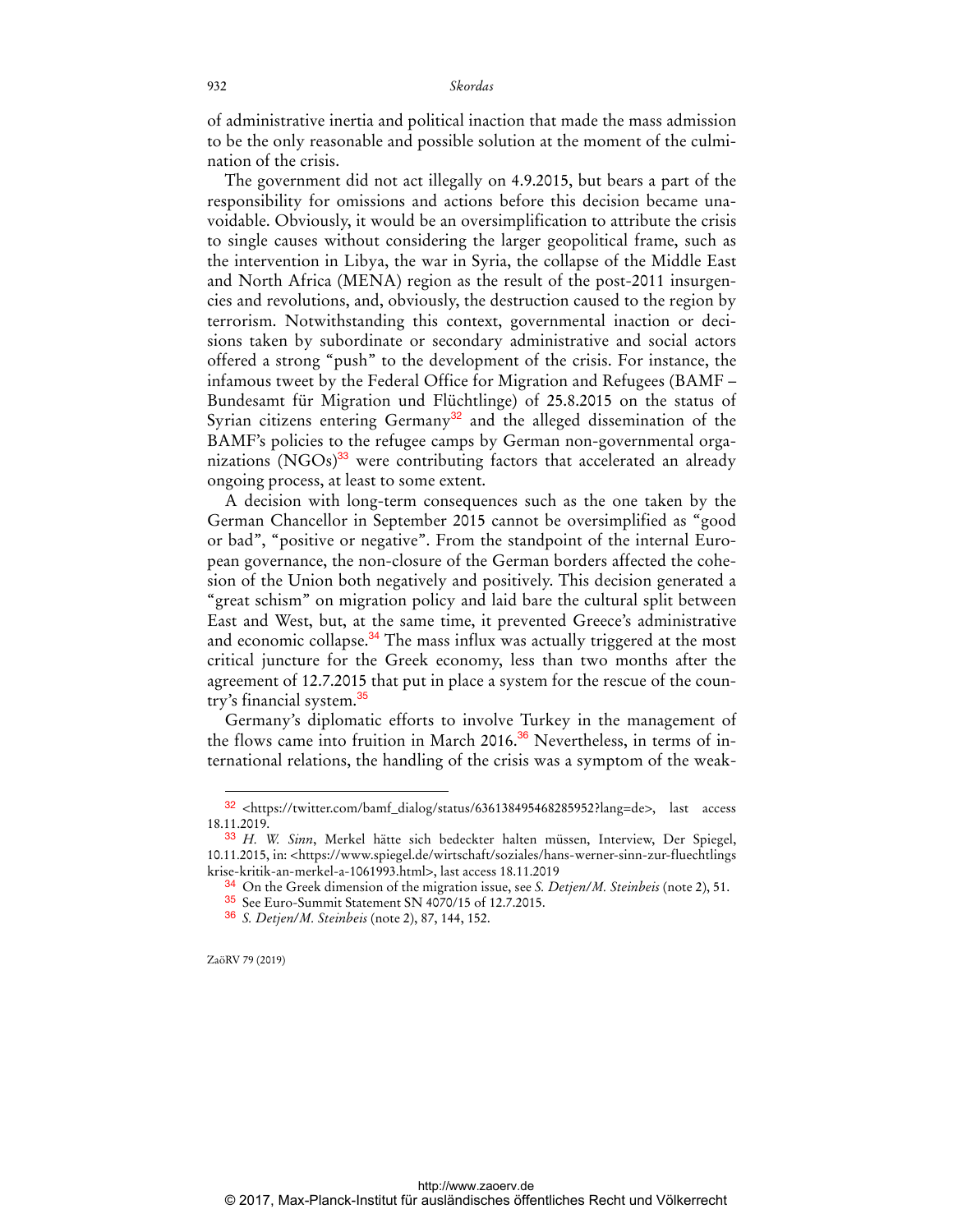of administrative inertia and political inaction that made the mass admission to be the only reasonable and possible solution at the moment of the culmination of the crisis.

The government did not act illegally on 4.9.2015, but bears a part of the responsibility for omissions and actions before this decision became unavoidable. Obviously, it would be an oversimplification to attribute the crisis to single causes without considering the larger geopolitical frame, such as the intervention in Libya, the war in Syria, the collapse of the Middle East and North Africa (MENA) region as the result of the post-2011 insurgencies and revolutions, and, obviously, the destruction caused to the region by terrorism. Notwithstanding this context, governmental inaction or decisions taken by subordinate or secondary administrative and social actors offered a strong "push" to the development of the crisis. For instance, the infamous tweet by the Federal Office for Migration and Refugees (BAMF – Bundesamt für Migration und Flüchtlinge) of 25.8.2015 on the status of Syrian citizens entering Germany[32] and the alleged dissemination of the BAMF's policies to the refugee camps by German non-governmental organizations (NGOs)[33] were contributing factors that accelerated an already ongoing process, at least to some extent.

A decision with long-term consequences such as the one taken by the German Chancellor in September 2015 cannot be oversimplified as "good or bad", "positive or negative". From the standpoint of the internal European governance, the non-closure of the German borders affected the cohesion of the Union both negatively and positively. This decision generated a "great schism" on migration policy and laid bare the cultural split between East and West, but, at the same time, it prevented Greece's administrative and economic collapse.[34] The mass influx was actually triggered at the most critical juncture for the Greek economy, less than two months after the agreement of 12.7.2015 that put in place a system for the rescue of the country's financial system.[35]

Germany's diplomatic efforts to involve Turkey in the management of the flows came into fruition in March 2016.[36] Nevertheless, in terms of international relations, the handling of the crisis was a symptom of the weak-

---

[32] <https://twitter.com/bamf_dialog/status/636138495468285952?lang=de>, last access 18.11.2019.

[33] *H. W. Sinn*, Merkel hätte sich bedeckter halten müssen, Interview, Der Spiegel, 10.11.2015, in: <https://www.spiegel.de/wirtschaft/soziales/hans-werner-sinn-zur-fluechtlings krise-kritik-an-merkel-a-1061993.html>, last access 18.11.2019

[34] On the Greek dimension of the migration issue, see *S. Detjen/M. Steinbeis* (note 2), 51.

[35] See Euro-Summit Statement SN 4070/15 of 12.7.2015.

[36] *S. Detjen/M. Steinbeis* (note 2), 87, 144, 152.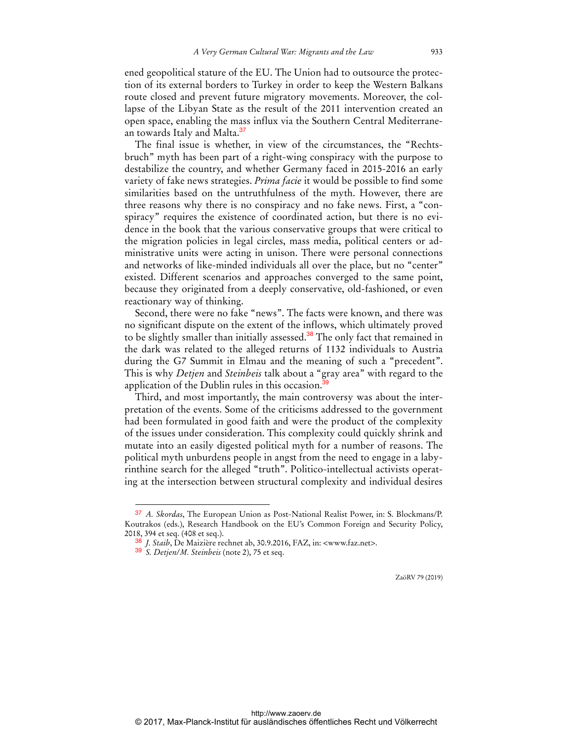ened geopolitical stature of the EU. The Union had to outsource the protection of its external borders to Turkey in order to keep the Western Balkans route closed and prevent future migratory movements. Moreover, the collapse of the Libyan State as the result of the 2011 intervention created an open space, enabling the mass influx via the Southern Central Mediterranean towards Italy and Malta.[37]

The final issue is whether, in view of the circumstances, the "Rechtsbruch" myth has been part of a right-wing conspiracy with the purpose to destabilize the country, and whether Germany faced in 2015-2016 an early variety of fake news strategies. *Prima facie* it would be possible to find some similarities based on the untruthfulness of the myth. However, there are three reasons why there is no conspiracy and no fake news. First, a "conspiracy" requires the existence of coordinated action, but there is no evidence in the book that the various conservative groups that were critical to the migration policies in legal circles, mass media, political centers or administrative units were acting in unison. There were personal connections and networks of like-minded individuals all over the place, but no "center" existed. Different scenarios and approaches converged to the same point, because they originated from a deeply conservative, old-fashioned, or even reactionary way of thinking.

Second, there were no fake "news". The facts were known, and there was no significant dispute on the extent of the inflows, which ultimately proved to be slightly smaller than initially assessed.[38] The only fact that remained in the dark was related to the alleged returns of 1132 individuals to Austria during the G7 Summit in Elmau and the meaning of such a "precedent". This is why *Detjen* and *Steinbeis* talk about a "gray area" with regard to the application of the Dublin rules in this occasion.[39]

Third, and most importantly, the main controversy was about the interpretation of the events. Some of the criticisms addressed to the government had been formulated in good faith and were the product of the complexity of the issues under consideration. This complexity could quickly shrink and mutate into an easily digested political myth for a number of reasons. The political myth unburdens people in angst from the need to engage in a labyrinthine search for the alleged "truth". Politico-intellectual activists operating at the intersection between structural complexity and individual desires

---

[37] *A. Skordas*, The European Union as Post-National Realist Power, in: S. Blockmans/P. Koutrakos (eds.), Research Handbook on the EU's Common Foreign and Security Policy, 2018, 394 et seq. (408 et seq.).

[38] *J. Staib*, De Maizière rechnet ab, 30.9.2016, FAZ, in: <www.faz.net>.

[39] *S. Detjen/M. Steinbeis* (note 2), 75 et seq.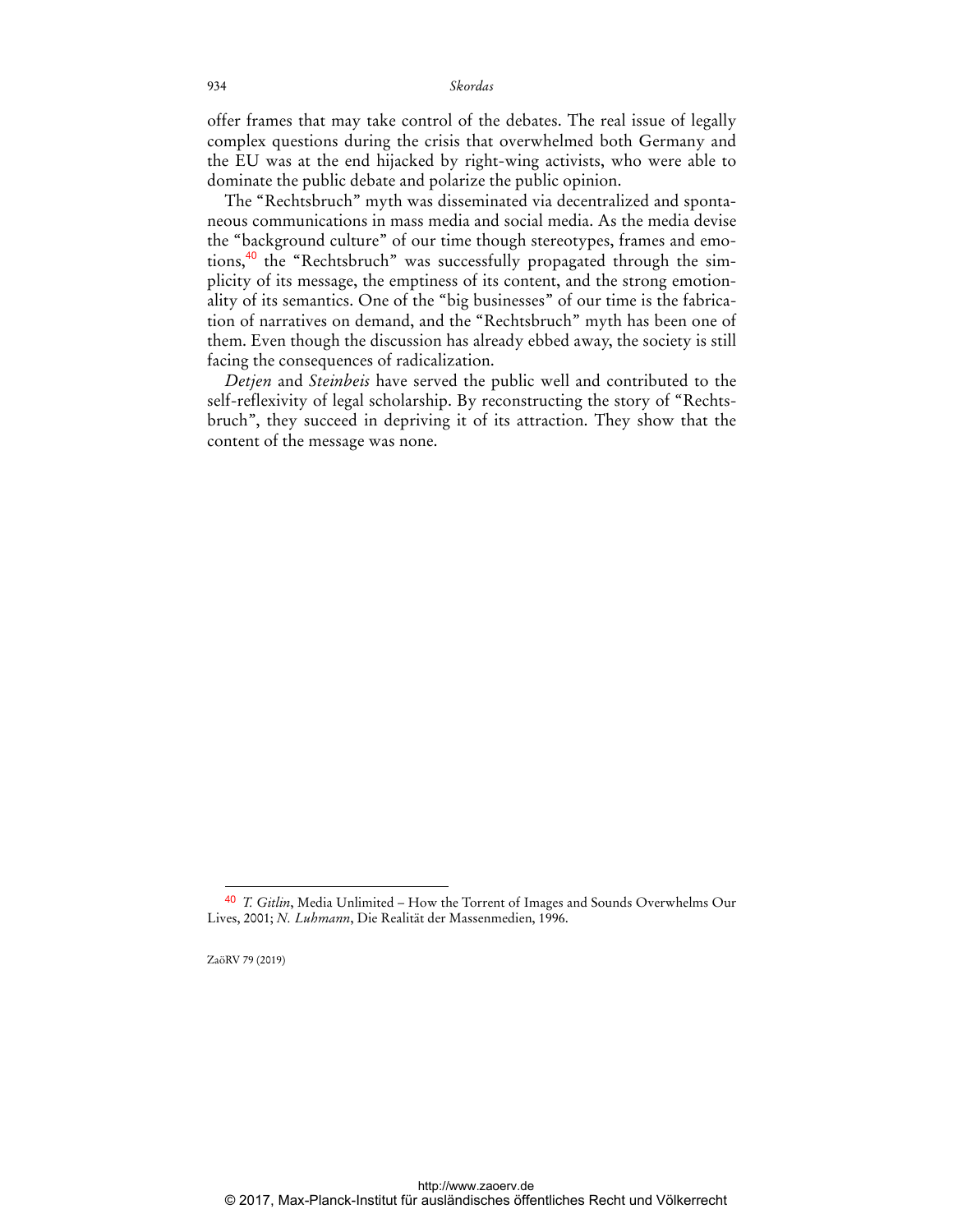offer frames that may take control of the debates. The real issue of legally complex questions during the crisis that overwhelmed both Germany and the EU was at the end hijacked by right-wing activists, who were able to dominate the public debate and polarize the public opinion.

The "Rechtsbruch" myth was disseminated via decentralized and spontaneous communications in mass media and social media. As the media devise the "background culture" of our time though stereotypes, frames and emotions,[40] the "Rechtsbruch" was successfully propagated through the simplicity of its message, the emptiness of its content, and the strong emotionality of its semantics. One of the "big businesses" of our time is the fabrication of narratives on demand, and the "Rechtsbruch" myth has been one of them. Even though the discussion has already ebbed away, the society is still facing the consequences of radicalization.

*Detjen* and *Steinbeis* have served the public well and contributed to the self-reflexivity of legal scholarship. By reconstructing the story of "Rechtsbruch", they succeed in depriving it of its attraction. They show that the content of the message was none.

---

[40] *T. Gitlin*, Media Unlimited – How the Torrent of Images and Sounds Overwhelms Our Lives, 2001; *N. Luhmann*, Die Realität der Massenmedien, 1996.